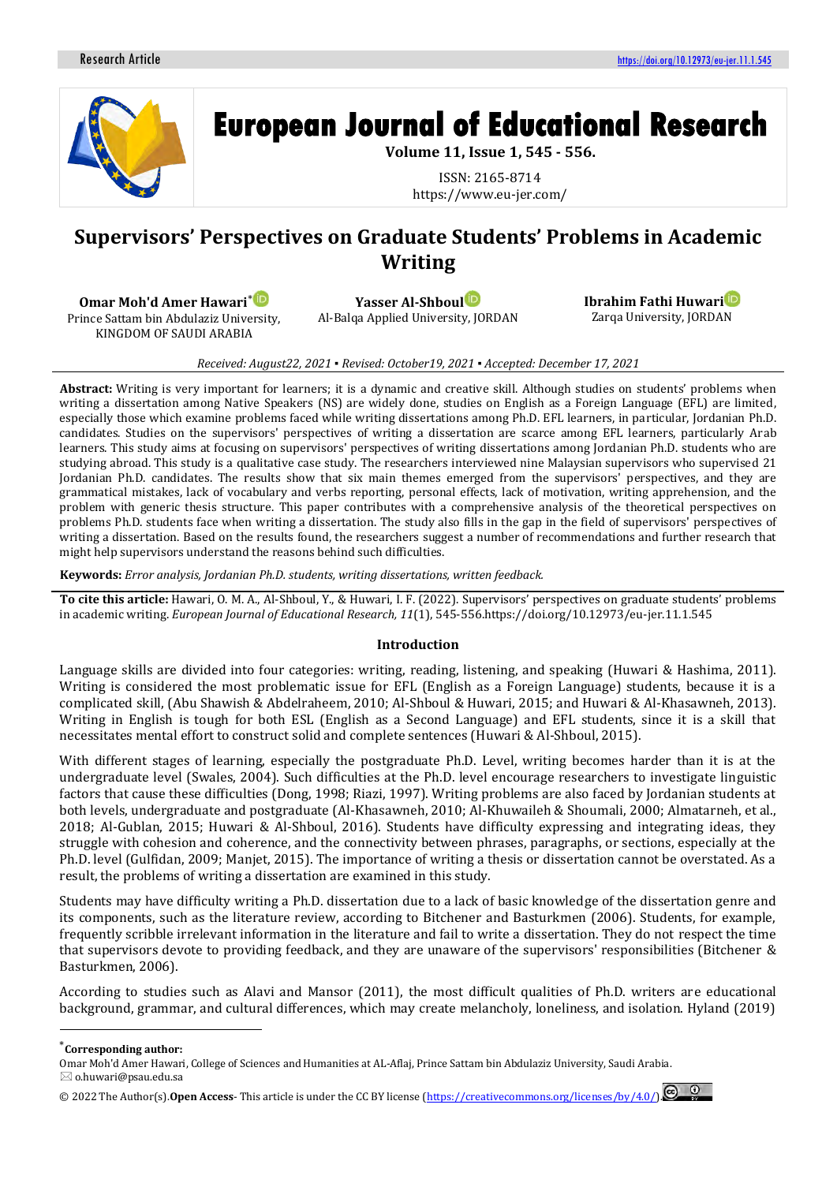Research Article https://doi.org/10.12973/eu-jer.11.1.545

# European Journal of Educational Research

**Volume 11, Issue 1, 545 - 556.**

ISSN: 2165-8714
https://www.eu-jer.com/

# Supervisors' Perspectives on Graduate Students' Problems in Academic Writing

**Omar Moh'd Amer Hawari***
Prince Sattam bin Abdulaziz University, KINGDOM OF SAUDI ARABIA

**Yasser Al-Shboul**
Al-Balqa Applied University, JORDAN

**Ibrahim Fathi Huwari**
Zarqa University, JORDAN

*Received: August22, 2021 ▪ Revised: October19, 2021 ▪ Accepted: December 17, 2021*

**Abstract:** Writing is very important for learners; it is a dynamic and creative skill. Although studies on students' problems when writing a dissertation among Native Speakers (NS) are widely done, studies on English as a Foreign Language (EFL) are limited, especially those which examine problems faced while writing dissertations among Ph.D. EFL learners, in particular, Jordanian Ph.D. candidates. Studies on the supervisors' perspectives of writing a dissertation are scarce among EFL learners, particularly Arab learners. This study aims at focusing on supervisors' perspectives of writing dissertations among Jordanian Ph.D. students who are studying abroad. This study is a qualitative case study. The researchers interviewed nine Malaysian supervisors who supervised 21 Jordanian Ph.D. candidates. The results show that six main themes emerged from the supervisors' perspectives, and they are grammatical mistakes, lack of vocabulary and verbs reporting, personal effects, lack of motivation, writing apprehension, and the problem with generic thesis structure. This paper contributes with a comprehensive analysis of the theoretical perspectives on problems Ph.D. students face when writing a dissertation. The study also fills in the gap in the field of supervisors' perspectives of writing a dissertation. Based on the results found, the researchers suggest a number of recommendations and further research that might help supervisors understand the reasons behind such difficulties.

**Keywords:** *Error analysis, Jordanian Ph.D. students, writing dissertations, written feedback.*

**To cite this article:** Hawari, O. M. A., Al-Shboul, Y., & Huwari, I. F. (2022). Supervisors' perspectives on graduate students' problems in academic writing. *European Journal of Educational Research, 11*(1), 545-556.https://doi.org/10.12973/eu-jer.11.1.545

## Introduction

Language skills are divided into four categories: writing, reading, listening, and speaking (Huwari & Hashima, 2011). Writing is considered the most problematic issue for EFL (English as a Foreign Language) students, because it is a complicated skill, (Abu Shawish & Abdelraheem, 2010; Al-Shboul & Huwari, 2015; and Huwari & Al-Khasawneh, 2013). Writing in English is tough for both ESL (English as a Second Language) and EFL students, since it is a skill that necessitates mental effort to construct solid and complete sentences (Huwari & Al-Shboul, 2015).

With different stages of learning, especially the postgraduate Ph.D. Level, writing becomes harder than it is at the undergraduate level (Swales, 2004). Such difficulties at the Ph.D. level encourage researchers to investigate linguistic factors that cause these difficulties (Dong, 1998; Riazi, 1997). Writing problems are also faced by Jordanian students at both levels, undergraduate and postgraduate (Al-Khasawneh, 2010; Al-Khuwaileh & Shoumali, 2000; Almatarneh, et al., 2018; Al-Gublan, 2015; Huwari & Al-Shboul, 2016). Students have difficulty expressing and integrating ideas, they struggle with cohesion and coherence, and the connectivity between phrases, paragraphs, or sections, especially at the Ph.D. level (Gulfidan, 2009; Manjet, 2015). The importance of writing a thesis or dissertation cannot be overstated. As a result, the problems of writing a dissertation are examined in this study.

Students may have difficulty writing a Ph.D. dissertation due to a lack of basic knowledge of the dissertation genre and its components, such as the literature review, according to Bitchener and Basturkmen (2006). Students, for example, frequently scribble irrelevant information in the literature and fail to write a dissertation. They do not respect the time that supervisors devote to providing feedback, and they are unaware of the supervisors' responsibilities (Bitchener & Basturkmen, 2006).

According to studies such as Alavi and Mansor (2011), the most difficult qualities of Ph.D. writers are educational background, grammar, and cultural differences, which may create melancholy, loneliness, and isolation. Hyland (2019)

---

*Corresponding author:
Omar Moh'd Amer Hawari, College of Sciences and Humanities at AL-Aflaj, Prince Sattam bin Abdulaziz University, Saudi Arabia.
✉ o.huwari@psau.edu.sa

© 2022 The Author(s).**Open Access**- This article is under the CC BY license (https://creativecommons.org/licenses/by/4.0/).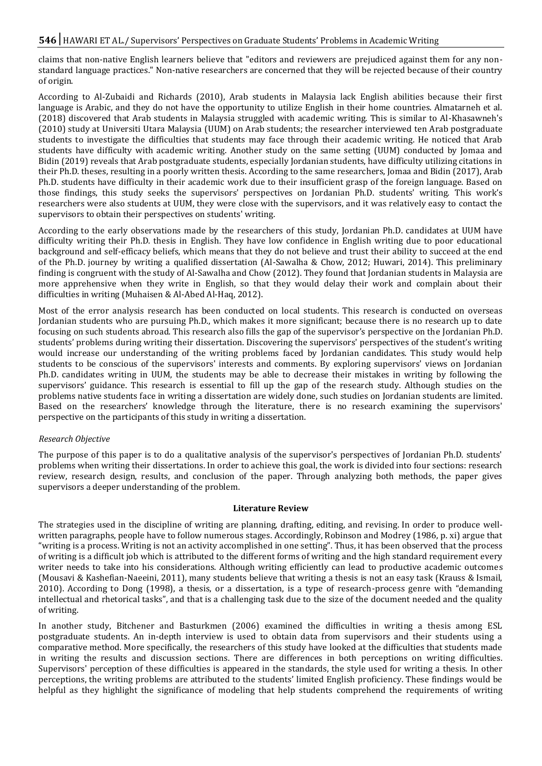claims that non-native English learners believe that "editors and reviewers are prejudiced against them for any non-standard language practices." Non-native researchers are concerned that they will be rejected because of their country of origin.

According to Al-Zubaidi and Richards (2010), Arab students in Malaysia lack English abilities because their first language is Arabic, and they do not have the opportunity to utilize English in their home countries. Almatarneh et al. (2018) discovered that Arab students in Malaysia struggled with academic writing. This is similar to Al-Khasawneh's (2010) study at Universiti Utara Malaysia (UUM) on Arab students; the researcher interviewed ten Arab postgraduate students to investigate the difficulties that students may face through their academic writing. He noticed that Arab students have difficulty with academic writing. Another study on the same setting (UUM) conducted by Jomaa and Bidin (2019) reveals that Arab postgraduate students, especially Jordanian students, have difficulty utilizing citations in their Ph.D. theses, resulting in a poorly written thesis. According to the same researchers, Jomaa and Bidin (2017), Arab Ph.D. students have difficulty in their academic work due to their insufficient grasp of the foreign language. Based on those findings, this study seeks the supervisors' perspectives on Jordanian Ph.D. students' writing. This work's researchers were also students at UUM, they were close with the supervisors, and it was relatively easy to contact the supervisors to obtain their perspectives on students' writing.

According to the early observations made by the researchers of this study, Jordanian Ph.D. candidates at UUM have difficulty writing their Ph.D. thesis in English. They have low confidence in English writing due to poor educational background and self-efficacy beliefs, which means that they do not believe and trust their ability to succeed at the end of the Ph.D. journey by writing a qualified dissertation (Al-Sawalha & Chow, 2012; Huwari, 2014). This preliminary finding is congruent with the study of Al-Sawalha and Chow (2012). They found that Jordanian students in Malaysia are more apprehensive when they write in English, so that they would delay their work and complain about their difficulties in writing (Muhaisen & Al-Abed Al-Haq, 2012).

Most of the error analysis research has been conducted on local students. This research is conducted on overseas Jordanian students who are pursuing Ph.D., which makes it more significant; because there is no research up to date focusing on such students abroad. This research also fills the gap of the supervisor's perspective on the Jordanian Ph.D. students' problems during writing their dissertation. Discovering the supervisors' perspectives of the student's writing would increase our understanding of the writing problems faced by Jordanian candidates. This study would help students to be conscious of the supervisors' interests and comments. By exploring supervisors' views on Jordanian Ph.D. candidates writing in UUM, the students may be able to decrease their mistakes in writing by following the supervisors' guidance. This research is essential to fill up the gap of the research study. Although studies on the problems native students face in writing a dissertation are widely done, such studies on Jordanian students are limited. Based on the researchers' knowledge through the literature, there is no research examining the supervisors' perspective on the participants of this study in writing a dissertation.

### *Research Objective*

The purpose of this paper is to do a qualitative analysis of the supervisor's perspectives of Jordanian Ph.D. students' problems when writing their dissertations. In order to achieve this goal, the work is divided into four sections: research review, research design, results, and conclusion of the paper. Through analyzing both methods, the paper gives supervisors a deeper understanding of the problem.

## Literature Review

The strategies used in the discipline of writing are planning, drafting, editing, and revising. In order to produce well-written paragraphs, people have to follow numerous stages. Accordingly, Robinson and Modrey (1986, p. xi) argue that "writing is a process. Writing is not an activity accomplished in one setting". Thus, it has been observed that the process of writing is a difficult job which is attributed to the different forms of writing and the high standard requirement every writer needs to take into his considerations. Although writing efficiently can lead to productive academic outcomes (Mousavi & Kashefian-Naeeini, 2011), many students believe that writing a thesis is not an easy task (Krauss & Ismail, 2010). According to Dong (1998), a thesis, or a dissertation, is a type of research-process genre with "demanding intellectual and rhetorical tasks", and that is a challenging task due to the size of the document needed and the quality of writing.

In another study, Bitchener and Basturkmen (2006) examined the difficulties in writing a thesis among ESL postgraduate students. An in-depth interview is used to obtain data from supervisors and their students using a comparative method. More specifically, the researchers of this study have looked at the difficulties that students made in writing the results and discussion sections. There are differences in both perceptions on writing difficulties. Supervisors' perception of these difficulties is appeared in the standards, the style used for writing a thesis. In other perceptions, the writing problems are attributed to the students' limited English proficiency. These findings would be helpful as they highlight the significance of modeling that help students comprehend the requirements of writing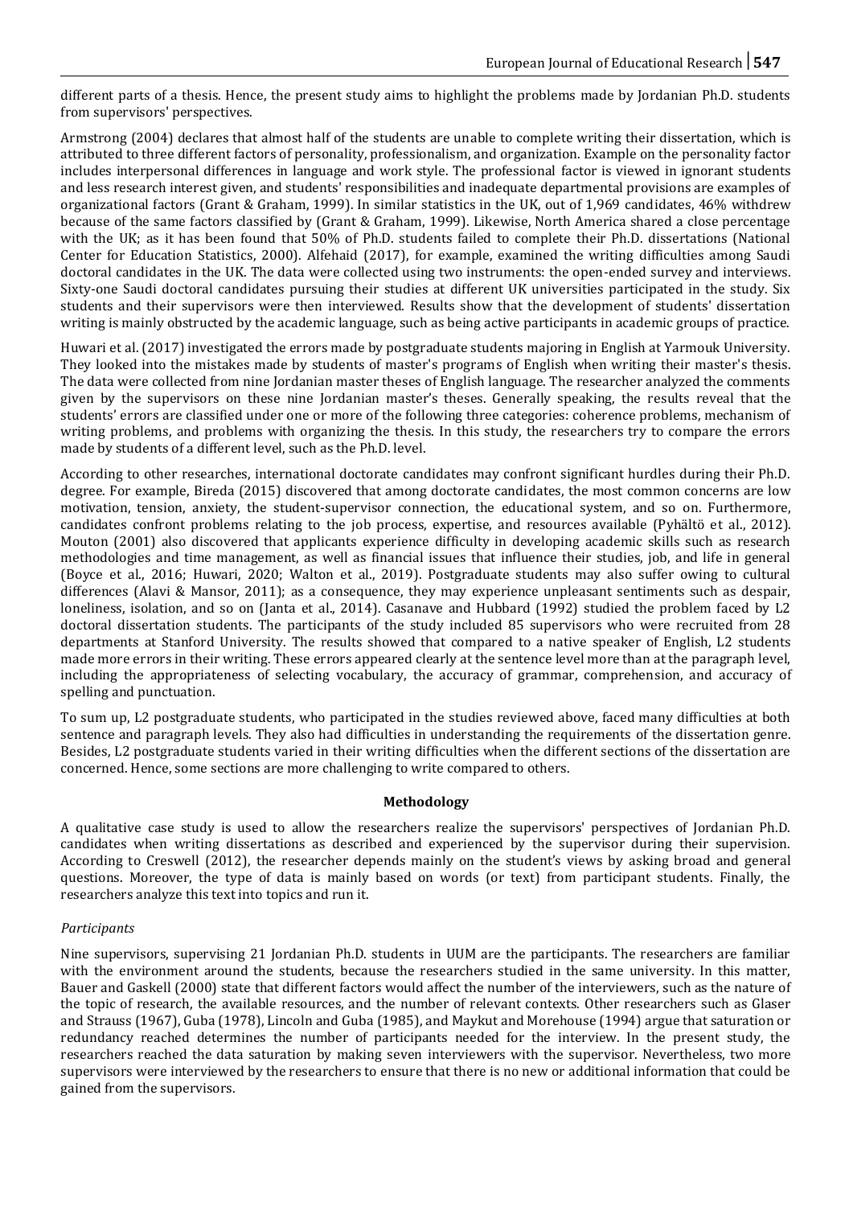different parts of a thesis. Hence, the present study aims to highlight the problems made by Jordanian Ph.D. students from supervisors' perspectives.

Armstrong (2004) declares that almost half of the students are unable to complete writing their dissertation, which is attributed to three different factors of personality, professionalism, and organization. Example on the personality factor includes interpersonal differences in language and work style. The professional factor is viewed in ignorant students and less research interest given, and students' responsibilities and inadequate departmental provisions are examples of organizational factors (Grant & Graham, 1999). In similar statistics in the UK, out of 1,969 candidates, 46% withdrew because of the same factors classified by (Grant & Graham, 1999). Likewise, North America shared a close percentage with the UK; as it has been found that 50% of Ph.D. students failed to complete their Ph.D. dissertations (National Center for Education Statistics, 2000). Alfehaid (2017), for example, examined the writing difficulties among Saudi doctoral candidates in the UK. The data were collected using two instruments: the open-ended survey and interviews. Sixty-one Saudi doctoral candidates pursuing their studies at different UK universities participated in the study. Six students and their supervisors were then interviewed. Results show that the development of students' dissertation writing is mainly obstructed by the academic language, such as being active participants in academic groups of practice.

Huwari et al. (2017) investigated the errors made by postgraduate students majoring in English at Yarmouk University. They looked into the mistakes made by students of master's programs of English when writing their master's thesis. The data were collected from nine Jordanian master theses of English language. The researcher analyzed the comments given by the supervisors on these nine Jordanian master's theses. Generally speaking, the results reveal that the students' errors are classified under one or more of the following three categories: coherence problems, mechanism of writing problems, and problems with organizing the thesis. In this study, the researchers try to compare the errors made by students of a different level, such as the Ph.D. level.

According to other researches, international doctorate candidates may confront significant hurdles during their Ph.D. degree. For example, Bireda (2015) discovered that among doctorate candidates, the most common concerns are low motivation, tension, anxiety, the student-supervisor connection, the educational system, and so on. Furthermore, candidates confront problems relating to the job process, expertise, and resources available (Pyhältö et al., 2012). Mouton (2001) also discovered that applicants experience difficulty in developing academic skills such as research methodologies and time management, as well as financial issues that influence their studies, job, and life in general (Boyce et al., 2016; Huwari, 2020; Walton et al., 2019). Postgraduate students may also suffer owing to cultural differences (Alavi & Mansor, 2011); as a consequence, they may experience unpleasant sentiments such as despair, loneliness, isolation, and so on (Janta et al., 2014). Casanave and Hubbard (1992) studied the problem faced by L2 doctoral dissertation students. The participants of the study included 85 supervisors who were recruited from 28 departments at Stanford University. The results showed that compared to a native speaker of English, L2 students made more errors in their writing. These errors appeared clearly at the sentence level more than at the paragraph level, including the appropriateness of selecting vocabulary, the accuracy of grammar, comprehension, and accuracy of spelling and punctuation.

To sum up, L2 postgraduate students, who participated in the studies reviewed above, faced many difficulties at both sentence and paragraph levels. They also had difficulties in understanding the requirements of the dissertation genre. Besides, L2 postgraduate students varied in their writing difficulties when the different sections of the dissertation are concerned. Hence, some sections are more challenging to write compared to others.

## Methodology

A qualitative case study is used to allow the researchers realize the supervisors' perspectives of Jordanian Ph.D. candidates when writing dissertations as described and experienced by the supervisor during their supervision. According to Creswell (2012), the researcher depends mainly on the student's views by asking broad and general questions. Moreover, the type of data is mainly based on words (or text) from participant students. Finally, the researchers analyze this text into topics and run it.

### *Participants*

Nine supervisors, supervising 21 Jordanian Ph.D. students in UUM are the participants. The researchers are familiar with the environment around the students, because the researchers studied in the same university. In this matter, Bauer and Gaskell (2000) state that different factors would affect the number of the interviewers, such as the nature of the topic of research, the available resources, and the number of relevant contexts. Other researchers such as Glaser and Strauss (1967), Guba (1978), Lincoln and Guba (1985), and Maykut and Morehouse (1994) argue that saturation or redundancy reached determines the number of participants needed for the interview. In the present study, the researchers reached the data saturation by making seven interviewers with the supervisor. Nevertheless, two more supervisors were interviewed by the researchers to ensure that there is no new or additional information that could be gained from the supervisors.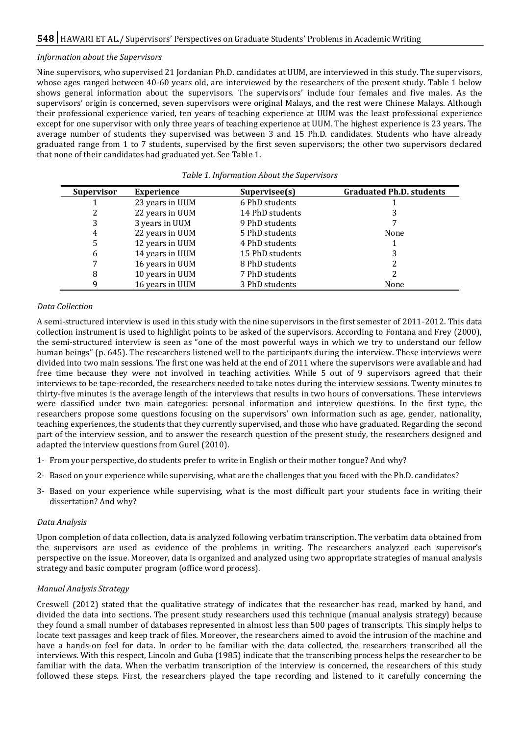*Information about the Supervisors*

Nine supervisors, who supervised 21 Jordanian Ph.D. candidates at UUM, are interviewed in this study. The supervisors, whose ages ranged between 40-60 years old, are interviewed by the researchers of the present study. Table 1 below shows general information about the supervisors. The supervisors' include four females and five males. As the supervisors' origin is concerned, seven supervisors were original Malays, and the rest were Chinese Malays. Although their professional experience varied, ten years of teaching experience at UUM was the least professional experience except for one supervisor with only three years of teaching experience at UUM. The highest experience is 23 years. The average number of students they supervised was between 3 and 15 Ph.D. candidates. Students who have already graduated range from 1 to 7 students, supervised by the first seven supervisors; the other two supervisors declared that none of their candidates had graduated yet. See Table 1.

*Table 1. Information About the Supervisors*

| Supervisor | Experience | Supervisee(s) | Graduated Ph.D. students |
|---|---|---|---|
| 1 | 23 years in UUM | 6 PhD students | 1 |
| 2 | 22 years in UUM | 14 PhD students | 3 |
| 3 | 3 years in UUM | 9 PhD students | 7 |
| 4 | 22 years in UUM | 5 PhD students | None |
| 5 | 12 years in UUM | 4 PhD students | 1 |
| 6 | 14 years in UUM | 15 PhD students | 3 |
| 7 | 16 years in UUM | 8 PhD students | 2 |
| 8 | 10 years in UUM | 7 PhD students | 2 |
| 9 | 16 years in UUM | 3 PhD students | None |

*Data Collection*

A semi-structured interview is used in this study with the nine supervisors in the first semester of 2011-2012. This data collection instrument is used to highlight points to be asked of the supervisors. According to Fontana and Frey (2000), the semi-structured interview is seen as "one of the most powerful ways in which we try to understand our fellow human beings" (p. 645). The researchers listened well to the participants during the interview. These interviews were divided into two main sessions. The first one was held at the end of 2011 where the supervisors were available and had free time because they were not involved in teaching activities. While 5 out of 9 supervisors agreed that their interviews to be tape-recorded, the researchers needed to take notes during the interview sessions. Twenty minutes to thirty-five minutes is the average length of the interviews that results in two hours of conversations. These interviews were classified under two main categories: personal information and interview questions. In the first type, the researchers propose some questions focusing on the supervisors' own information such as age, gender, nationality, teaching experiences, the students that they currently supervised, and those who have graduated. Regarding the second part of the interview session, and to answer the research question of the present study, the researchers designed and adapted the interview questions from Gurel (2010).

1- From your perspective, do students prefer to write in English or their mother tongue? And why?

2- Based on your experience while supervising, what are the challenges that you faced with the Ph.D. candidates?

3- Based on your experience while supervising, what is the most difficult part your students face in writing their dissertation? And why?

*Data Analysis*

Upon completion of data collection, data is analyzed following verbatim transcription. The verbatim data obtained from the supervisors are used as evidence of the problems in writing. The researchers analyzed each supervisor's perspective on the issue. Moreover, data is organized and analyzed using two appropriate strategies of manual analysis strategy and basic computer program (office word process).

*Manual Analysis Strategy*

Creswell (2012) stated that the qualitative strategy of indicates that the researcher has read, marked by hand, and divided the data into sections. The present study researchers used this technique (manual analysis strategy) because they found a small number of databases represented in almost less than 500 pages of transcripts. This simply helps to locate text passages and keep track of files. Moreover, the researchers aimed to avoid the intrusion of the machine and have a hands-on feel for data. In order to be familiar with the data collected, the researchers transcribed all the interviews. With this respect, Lincoln and Guba (1985) indicate that the transcribing process helps the researcher to be familiar with the data. When the verbatim transcription of the interview is concerned, the researchers of this study followed these steps. First, the researchers played the tape recording and listened to it carefully concerning the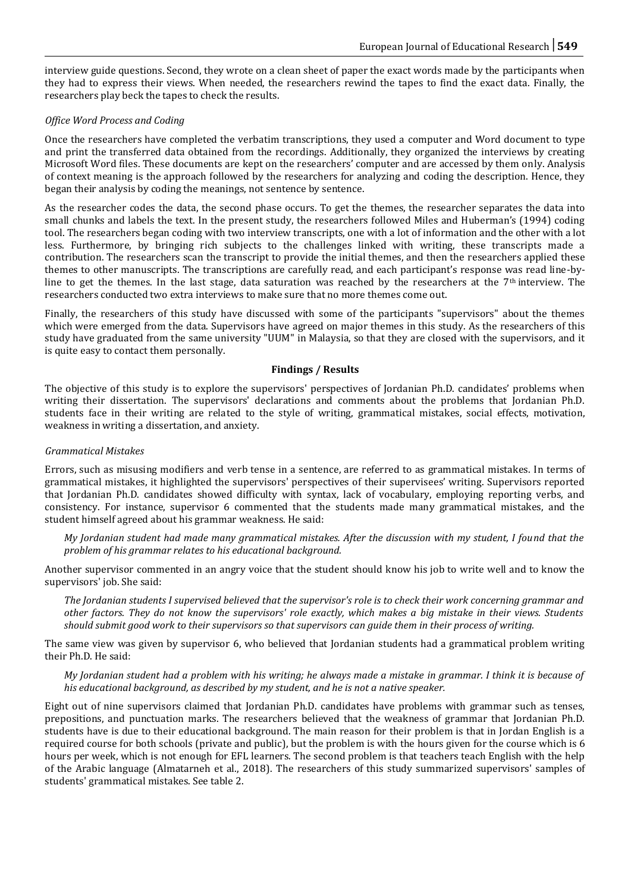interview guide questions. Second, they wrote on a clean sheet of paper the exact words made by the participants when they had to express their views. When needed, the researchers rewind the tapes to find the exact data. Finally, the researchers play beck the tapes to check the results.

*Office Word Process and Coding*

Once the researchers have completed the verbatim transcriptions, they used a computer and Word document to type and print the transferred data obtained from the recordings. Additionally, they organized the interviews by creating Microsoft Word files. These documents are kept on the researchers' computer and are accessed by them only. Analysis of context meaning is the approach followed by the researchers for analyzing and coding the description. Hence, they began their analysis by coding the meanings, not sentence by sentence.

As the researcher codes the data, the second phase occurs. To get the themes, the researcher separates the data into small chunks and labels the text. In the present study, the researchers followed Miles and Huberman's (1994) coding tool. The researchers began coding with two interview transcripts, one with a lot of information and the other with a lot less. Furthermore, by bringing rich subjects to the challenges linked with writing, these transcripts made a contribution. The researchers scan the transcript to provide the initial themes, and then the researchers applied these themes to other manuscripts. The transcriptions are carefully read, and each participant's response was read line-by-line to get the themes. In the last stage, data saturation was reached by the researchers at the 7th interview. The researchers conducted two extra interviews to make sure that no more themes come out.

Finally, the researchers of this study have discussed with some of the participants "supervisors" about the themes which were emerged from the data. Supervisors have agreed on major themes in this study. As the researchers of this study have graduated from the same university "UUM" in Malaysia, so that they are closed with the supervisors, and it is quite easy to contact them personally.

## Findings / Results

The objective of this study is to explore the supervisors' perspectives of Jordanian Ph.D. candidates' problems when writing their dissertation. The supervisors' declarations and comments about the problems that Jordanian Ph.D. students face in their writing are related to the style of writing, grammatical mistakes, social effects, motivation, weakness in writing a dissertation, and anxiety.

*Grammatical Mistakes*

Errors, such as misusing modifiers and verb tense in a sentence, are referred to as grammatical mistakes. In terms of grammatical mistakes, it highlighted the supervisors' perspectives of their supervisees' writing. Supervisors reported that Jordanian Ph.D. candidates showed difficulty with syntax, lack of vocabulary, employing reporting verbs, and consistency. For instance, supervisor 6 commented that the students made many grammatical mistakes, and the student himself agreed about his grammar weakness. He said:

> *My Jordanian student had made many grammatical mistakes. After the discussion with my student, I found that the problem of his grammar relates to his educational background.*

Another supervisor commented in an angry voice that the student should know his job to write well and to know the supervisors' job. She said:

> *The Jordanian students I supervised believed that the supervisor's role is to check their work concerning grammar and other factors. They do not know the supervisors' role exactly, which makes a big mistake in their views. Students should submit good work to their supervisors so that supervisors can guide them in their process of writing.*

The same view was given by supervisor 6, who believed that Jordanian students had a grammatical problem writing their Ph.D. He said:

> *My Jordanian student had a problem with his writing; he always made a mistake in grammar. I think it is because of his educational background, as described by my student, and he is not a native speaker.*

Eight out of nine supervisors claimed that Jordanian Ph.D. candidates have problems with grammar such as tenses, prepositions, and punctuation marks. The researchers believed that the weakness of grammar that Jordanian Ph.D. students have is due to their educational background. The main reason for their problem is that in Jordan English is a required course for both schools (private and public), but the problem is with the hours given for the course which is 6 hours per week, which is not enough for EFL learners. The second problem is that teachers teach English with the help of the Arabic language (Almatarneh et al., 2018). The researchers of this study summarized supervisors' samples of students' grammatical mistakes. See table 2.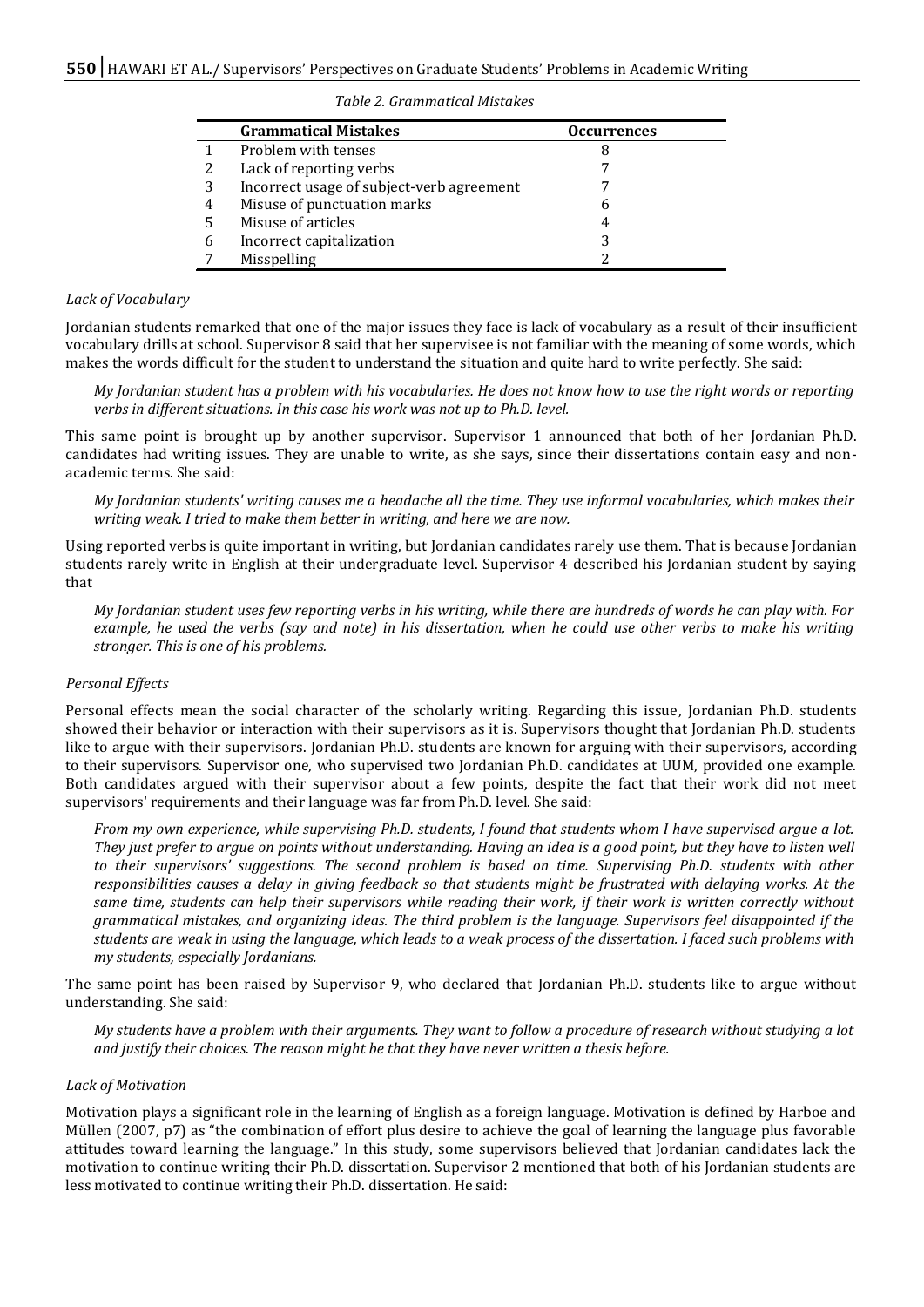*Table 2. Grammatical Mistakes*

| | Grammatical Mistakes | Occurrences |
|---|---|---|
| 1 | Problem with tenses | 8 |
| 2 | Lack of reporting verbs | 7 |
| 3 | Incorrect usage of subject-verb agreement | 7 |
| 4 | Misuse of punctuation marks | 6 |
| 5 | Misuse of articles | 4 |
| 6 | Incorrect capitalization | 3 |
| 7 | Misspelling | 2 |

*Lack of Vocabulary*

Jordanian students remarked that one of the major issues they face is lack of vocabulary as a result of their insufficient vocabulary drills at school. Supervisor 8 said that her supervisee is not familiar with the meaning of some words, which makes the words difficult for the student to understand the situation and quite hard to write perfectly. She said:

> *My Jordanian student has a problem with his vocabularies. He does not know how to use the right words or reporting verbs in different situations. In this case his work was not up to Ph.D. level.*

This same point is brought up by another supervisor. Supervisor 1 announced that both of her Jordanian Ph.D. candidates had writing issues. They are unable to write, as she says, since their dissertations contain easy and non-academic terms. She said:

> *My Jordanian students' writing causes me a headache all the time. They use informal vocabularies, which makes their writing weak. I tried to make them better in writing, and here we are now.*

Using reported verbs is quite important in writing, but Jordanian candidates rarely use them. That is because Jordanian students rarely write in English at their undergraduate level. Supervisor 4 described his Jordanian student by saying that

> *My Jordanian student uses few reporting verbs in his writing, while there are hundreds of words he can play with. For example, he used the verbs (say and note) in his dissertation, when he could use other verbs to make his writing stronger. This is one of his problems.*

*Personal Effects*

Personal effects mean the social character of the scholarly writing. Regarding this issue, Jordanian Ph.D. students showed their behavior or interaction with their supervisors as it is. Supervisors thought that Jordanian Ph.D. students like to argue with their supervisors. Jordanian Ph.D. students are known for arguing with their supervisors, according to their supervisors. Supervisor one, who supervised two Jordanian Ph.D. candidates at UUM, provided one example. Both candidates argued with their supervisor about a few points, despite the fact that their work did not meet supervisors' requirements and their language was far from Ph.D. level. She said:

> *From my own experience, while supervising Ph.D. students, I found that students whom I have supervised argue a lot. They just prefer to argue on points without understanding. Having an idea is a good point, but they have to listen well to their supervisors' suggestions. The second problem is based on time. Supervising Ph.D. students with other responsibilities causes a delay in giving feedback so that students might be frustrated with delaying works. At the same time, students can help their supervisors while reading their work, if their work is written correctly without grammatical mistakes, and organizing ideas. The third problem is the language. Supervisors feel disappointed if the students are weak in using the language, which leads to a weak process of the dissertation. I faced such problems with my students, especially Jordanians.*

The same point has been raised by Supervisor 9, who declared that Jordanian Ph.D. students like to argue without understanding. She said:

> *My students have a problem with their arguments. They want to follow a procedure of research without studying a lot and justify their choices. The reason might be that they have never written a thesis before.*

*Lack of Motivation*

Motivation plays a significant role in the learning of English as a foreign language. Motivation is defined by Harboe and Müllen (2007, p7) as "the combination of effort plus desire to achieve the goal of learning the language plus favorable attitudes toward learning the language." In this study, some supervisors believed that Jordanian candidates lack the motivation to continue writing their Ph.D. dissertation. Supervisor 2 mentioned that both of his Jordanian students are less motivated to continue writing their Ph.D. dissertation. He said: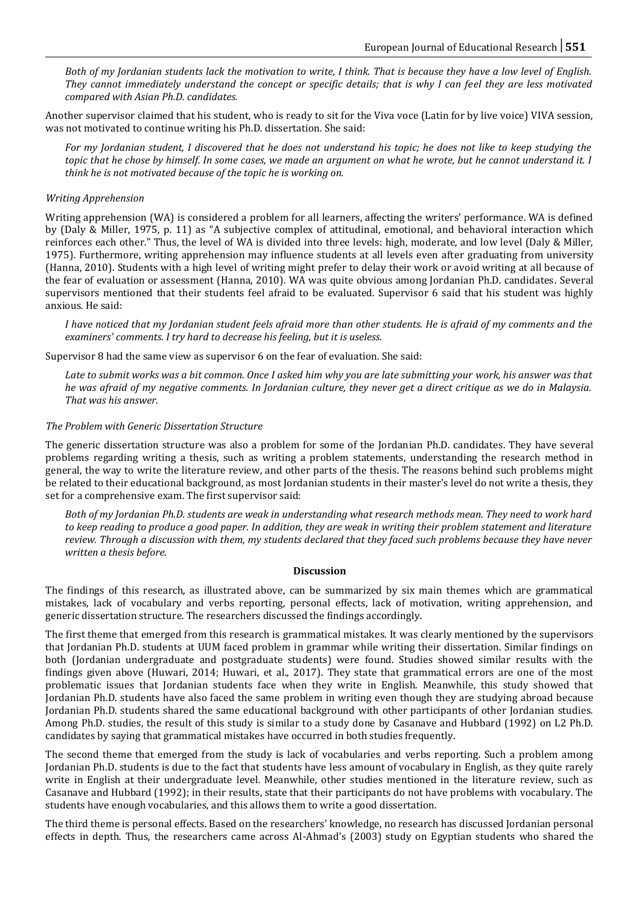*Both of my Jordanian students lack the motivation to write, I think. That is because they have a low level of English. They cannot immediately understand the concept or specific details; that is why I can feel they are less motivated compared with Asian Ph.D. candidates.*

Another supervisor claimed that his student, who is ready to sit for the Viva voce (Latin for by live voice) VIVA session, was not motivated to continue writing his Ph.D. dissertation. She said:

*For my Jordanian student, I discovered that he does not understand his topic; he does not like to keep studying the topic that he chose by himself. In some cases, we made an argument on what he wrote, but he cannot understand it. I think he is not motivated because of the topic he is working on.*

*Writing Apprehension*

Writing apprehension (WA) is considered a problem for all learners, affecting the writers' performance. WA is defined by (Daly & Miller, 1975, p. 11) as "A subjective complex of attitudinal, emotional, and behavioral interaction which reinforces each other." Thus, the level of WA is divided into three levels: high, moderate, and low level (Daly & Miller, 1975). Furthermore, writing apprehension may influence students at all levels even after graduating from university (Hanna, 2010). Students with a high level of writing might prefer to delay their work or avoid writing at all because of the fear of evaluation or assessment (Hanna, 2010). WA was quite obvious among Jordanian Ph.D. candidates. Several supervisors mentioned that their students feel afraid to be evaluated. Supervisor 6 said that his student was highly anxious. He said:

*I have noticed that my Jordanian student feels afraid more than other students. He is afraid of my comments and the examiners' comments. I try hard to decrease his feeling, but it is useless.*

Supervisor 8 had the same view as supervisor 6 on the fear of evaluation. She said:

*Late to submit works was a bit common. Once I asked him why you are late submitting your work, his answer was that he was afraid of my negative comments. In Jordanian culture, they never get a direct critique as we do in Malaysia. That was his answer.*

*The Problem with Generic Dissertation Structure*

The generic dissertation structure was also a problem for some of the Jordanian Ph.D. candidates. They have several problems regarding writing a thesis, such as writing a problem statements, understanding the research method in general, the way to write the literature review, and other parts of the thesis. The reasons behind such problems might be related to their educational background, as most Jordanian students in their master's level do not write a thesis, they set for a comprehensive exam. The first supervisor said:

*Both of my Jordanian Ph.D. students are weak in understanding what research methods mean. They need to work hard to keep reading to produce a good paper. In addition, they are weak in writing their problem statement and literature review. Through a discussion with them, my students declared that they faced such problems because they have never written a thesis before.*

## Discussion

The findings of this research, as illustrated above, can be summarized by six main themes which are grammatical mistakes, lack of vocabulary and verbs reporting, personal effects, lack of motivation, writing apprehension, and generic dissertation structure. The researchers discussed the findings accordingly.

The first theme that emerged from this research is grammatical mistakes. It was clearly mentioned by the supervisors that Jordanian Ph.D. students at UUM faced problem in grammar while writing their dissertation. Similar findings on both (Jordanian undergraduate and postgraduate students) were found. Studies showed similar results with the findings given above (Huwari, 2014; Huwari, et al., 2017). They state that grammatical errors are one of the most problematic issues that Jordanian students face when they write in English. Meanwhile, this study showed that Jordanian Ph.D. students have also faced the same problem in writing even though they are studying abroad because Jordanian Ph.D. students shared the same educational background with other participants of other Jordanian studies. Among Ph.D. studies, the result of this study is similar to a study done by Casanave and Hubbard (1992) on L2 Ph.D. candidates by saying that grammatical mistakes have occurred in both studies frequently.

The second theme that emerged from the study is lack of vocabularies and verbs reporting. Such a problem among Jordanian Ph.D. students is due to the fact that students have less amount of vocabulary in English, as they quite rarely write in English at their undergraduate level. Meanwhile, other studies mentioned in the literature review, such as Casanave and Hubbard (1992); in their results, state that their participants do not have problems with vocabulary. The students have enough vocabularies, and this allows them to write a good dissertation.

The third theme is personal effects. Based on the researchers' knowledge, no research has discussed Jordanian personal effects in depth. Thus, the researchers came across Al-Ahmad's (2003) study on Egyptian students who shared the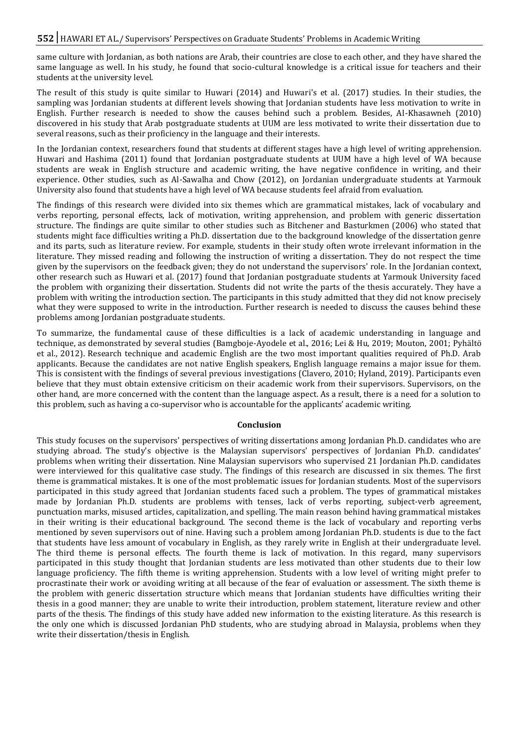same culture with Jordanian, as both nations are Arab, their countries are close to each other, and they have shared the same language as well. In his study, he found that socio-cultural knowledge is a critical issue for teachers and their students at the university level.

The result of this study is quite similar to Huwari (2014) and Huwari's et al. (2017) studies. In their studies, the sampling was Jordanian students at different levels showing that Jordanian students have less motivation to write in English. Further research is needed to show the causes behind such a problem. Besides, Al-Khasawneh (2010) discovered in his study that Arab postgraduate students at UUM are less motivated to write their dissertation due to several reasons, such as their proficiency in the language and their interests.

In the Jordanian context, researchers found that students at different stages have a high level of writing apprehension. Huwari and Hashima (2011) found that Jordanian postgraduate students at UUM have a high level of WA because students are weak in English structure and academic writing, the have negative confidence in writing, and their experience. Other studies, such as Al-Sawalha and Chow (2012), on Jordanian undergraduate students at Yarmouk University also found that students have a high level of WA because students feel afraid from evaluation.

The findings of this research were divided into six themes which are grammatical mistakes, lack of vocabulary and verbs reporting, personal effects, lack of motivation, writing apprehension, and problem with generic dissertation structure. The findings are quite similar to other studies such as Bitchener and Basturkmen (2006) who stated that students might face difficulties writing a Ph.D. dissertation due to the background knowledge of the dissertation genre and its parts, such as literature review. For example, students in their study often wrote irrelevant information in the literature. They missed reading and following the instruction of writing a dissertation. They do not respect the time given by the supervisors on the feedback given; they do not understand the supervisors' role. In the Jordanian context, other research such as Huwari et al. (2017) found that Jordanian postgraduate students at Yarmouk University faced the problem with organizing their dissertation. Students did not write the parts of the thesis accurately. They have a problem with writing the introduction section. The participants in this study admitted that they did not know precisely what they were supposed to write in the introduction. Further research is needed to discuss the causes behind these problems among Jordanian postgraduate students.

To summarize, the fundamental cause of these difficulties is a lack of academic understanding in language and technique, as demonstrated by several studies (Bamgboje-Ayodele et al., 2016; Lei & Hu, 2019; Mouton, 2001; Pyhältö et al., 2012). Research technique and academic English are the two most important qualities required of Ph.D. Arab applicants. Because the candidates are not native English speakers, English language remains a major issue for them. This is consistent with the findings of several previous investigations (Clavero, 2010; Hyland, 2019). Participants even believe that they must obtain extensive criticism on their academic work from their supervisors. Supervisors, on the other hand, are more concerned with the content than the language aspect. As a result, there is a need for a solution to this problem, such as having a co-supervisor who is accountable for the applicants' academic writing.

## Conclusion

This study focuses on the supervisors' perspectives of writing dissertations among Jordanian Ph.D. candidates who are studying abroad. The study's objective is the Malaysian supervisors' perspectives of Jordanian Ph.D. candidates' problems when writing their dissertation. Nine Malaysian supervisors who supervised 21 Jordanian Ph.D. candidates were interviewed for this qualitative case study. The findings of this research are discussed in six themes. The first theme is grammatical mistakes. It is one of the most problematic issues for Jordanian students. Most of the supervisors participated in this study agreed that Jordanian students faced such a problem. The types of grammatical mistakes made by Jordanian Ph.D. students are problems with tenses, lack of verbs reporting, subject-verb agreement, punctuation marks, misused articles, capitalization, and spelling. The main reason behind having grammatical mistakes in their writing is their educational background. The second theme is the lack of vocabulary and reporting verbs mentioned by seven supervisors out of nine. Having such a problem among Jordanian Ph.D. students is due to the fact that students have less amount of vocabulary in English, as they rarely write in English at their undergraduate level. The third theme is personal effects. The fourth theme is lack of motivation. In this regard, many supervisors participated in this study thought that Jordanian students are less motivated than other students due to their low language proficiency. The fifth theme is writing apprehension. Students with a low level of writing might prefer to procrastinate their work or avoiding writing at all because of the fear of evaluation or assessment. The sixth theme is the problem with generic dissertation structure which means that Jordanian students have difficulties writing their thesis in a good manner; they are unable to write their introduction, problem statement, literature review and other parts of the thesis. The findings of this study have added new information to the existing literature. As this research is the only one which is discussed Jordanian PhD students, who are studying abroad in Malaysia, problems when they write their dissertation/thesis in English.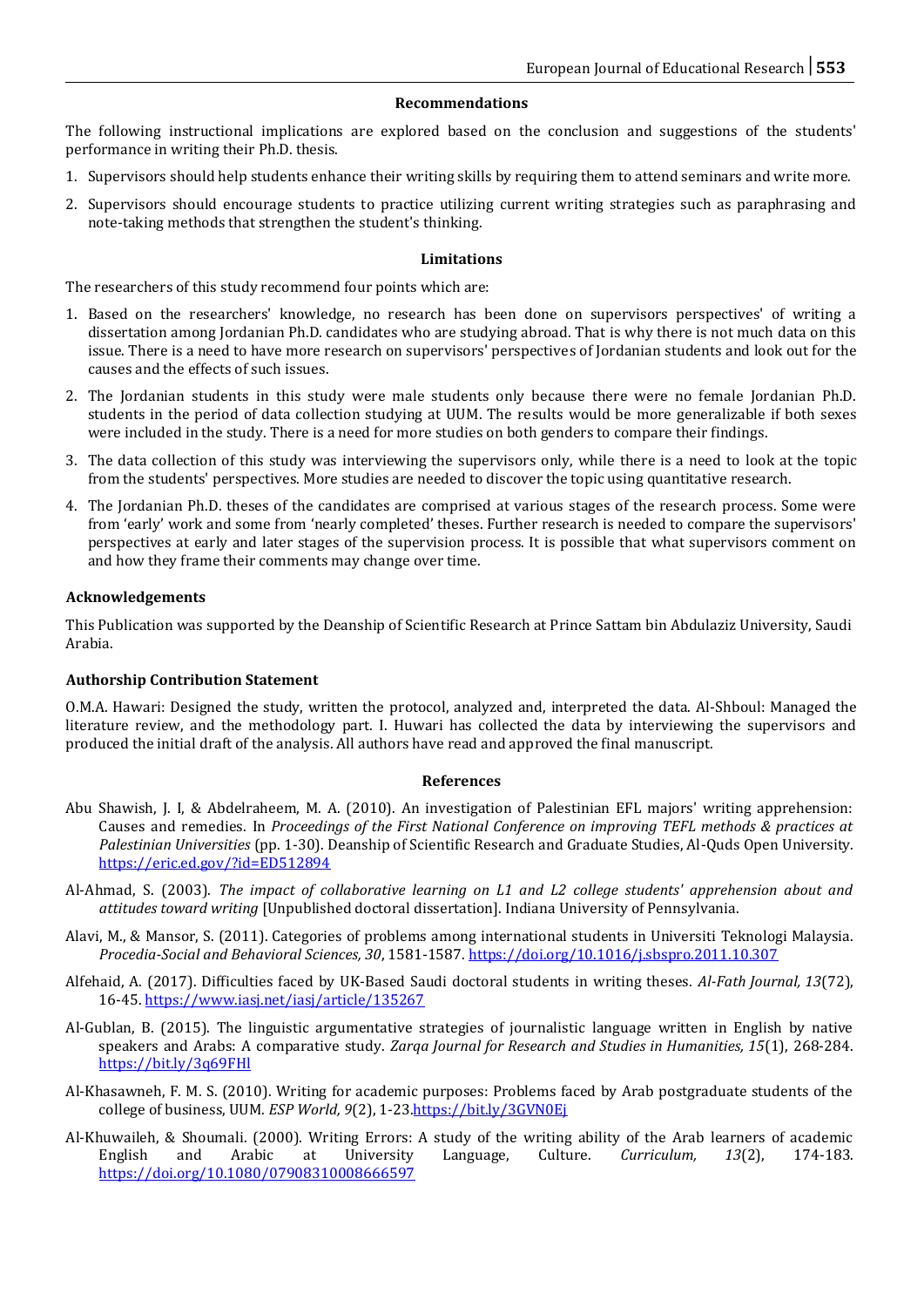## Recommendations

The following instructional implications are explored based on the conclusion and suggestions of the students' performance in writing their Ph.D. thesis.

1. Supervisors should help students enhance their writing skills by requiring them to attend seminars and write more.
2. Supervisors should encourage students to practice utilizing current writing strategies such as paraphrasing and note-taking methods that strengthen the student's thinking.

## Limitations

The researchers of this study recommend four points which are:

1. Based on the researchers' knowledge, no research has been done on supervisors perspectives' of writing a dissertation among Jordanian Ph.D. candidates who are studying abroad. That is why there is not much data on this issue. There is a need to have more research on supervisors' perspectives of Jordanian students and look out for the causes and the effects of such issues.
2. The Jordanian students in this study were male students only because there were no female Jordanian Ph.D. students in the period of data collection studying at UUM. The results would be more generalizable if both sexes were included in the study. There is a need for more studies on both genders to compare their findings.
3. The data collection of this study was interviewing the supervisors only, while there is a need to look at the topic from the students' perspectives. More studies are needed to discover the topic using quantitative research.
4. The Jordanian Ph.D. theses of the candidates are comprised at various stages of the research process. Some were from 'early' work and some from 'nearly completed' theses. Further research is needed to compare the supervisors' perspectives at early and later stages of the supervision process. It is possible that what supervisors comment on and how they frame their comments may change over time.

### Acknowledgements

This Publication was supported by the Deanship of Scientific Research at Prince Sattam bin Abdulaziz University, Saudi Arabia.

### Authorship Contribution Statement

O.M.A. Hawari: Designed the study, written the protocol, analyzed and, interpreted the data. Al-Shboul: Managed the literature review, and the methodology part. I. Huwari has collected the data by interviewing the supervisors and produced the initial draft of the analysis. All authors have read and approved the final manuscript.

## References

Abu Shawish, J. I, & Abdelraheem, M. A. (2010). An investigation of Palestinian EFL majors' writing apprehension: Causes and remedies. In *Proceedings of the First National Conference on improving TEFL methods & practices at Palestinian Universities* (pp. 1-30). Deanship of Scientific Research and Graduate Studies, Al-Quds Open University. https://eric.ed.gov/?id=ED512894

Al-Ahmad, S. (2003). *The impact of collaborative learning on L1 and L2 college students' apprehension about and attitudes toward writing* [Unpublished doctoral dissertation]. Indiana University of Pennsylvania.

Alavi, M., & Mansor, S. (2011). Categories of problems among international students in Universiti Teknologi Malaysia. *Procedia-Social and Behavioral Sciences, 30*, 1581-1587. https://doi.org/10.1016/j.sbspro.2011.10.307

Alfehaid, A. (2017). Difficulties faced by UK-Based Saudi doctoral students in writing theses. *Al-Fath Journal, 13*(72), 16-45. https://www.iasj.net/iasj/article/135267

Al-Gublan, B. (2015). The linguistic argumentative strategies of journalistic language written in English by native speakers and Arabs: A comparative study. *Zarqa Journal for Research and Studies in Humanities, 15*(1), 268-284. https://bit.ly/3q69FHl

Al-Khasawneh, F. M. S. (2010). Writing for academic purposes: Problems faced by Arab postgraduate students of the college of business, UUM. *ESP World, 9*(2), 1-23.https://bit.ly/3GVN0Ej

Al-Khuwaileh, & Shoumali. (2000). Writing Errors: A study of the writing ability of the Arab learners of academic English and Arabic at University Language, Culture. *Curriculum, 13*(2), 174-183. https://doi.org/10.1080/07908310008666597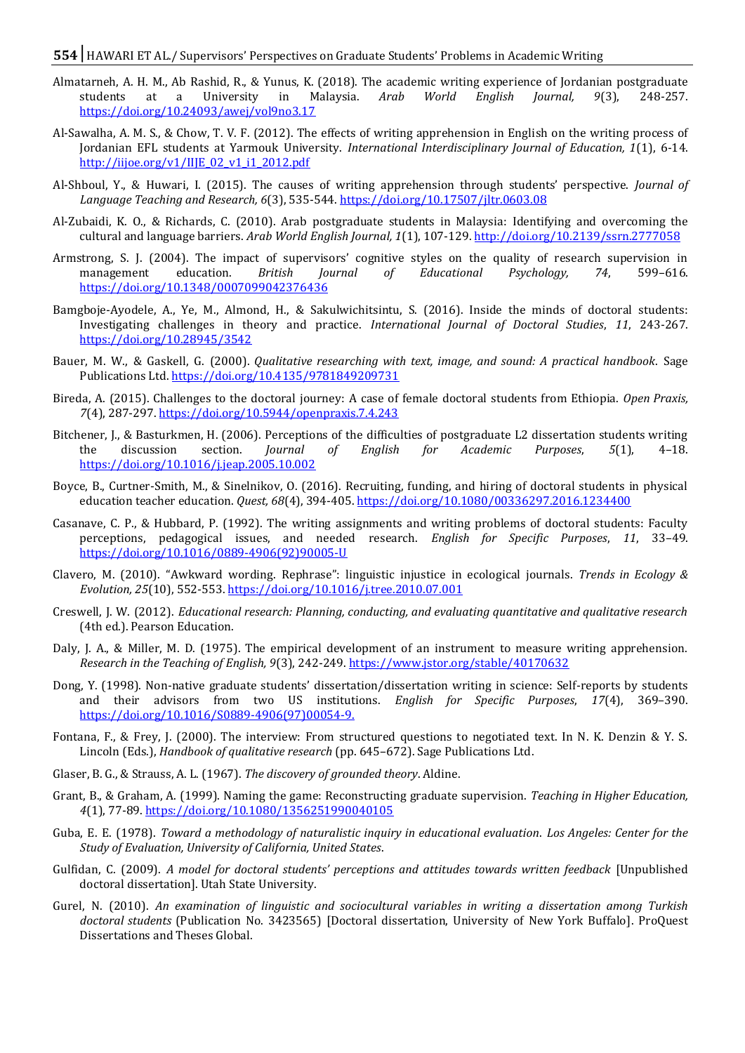Almatarneh, A. H. M., Ab Rashid, R., & Yunus, K. (2018). The academic writing experience of Jordanian postgraduate students at a University in Malaysia. *Arab World English Journal, 9*(3), 248-257. https://doi.org/10.24093/awej/vol9no3.17

Al-Sawalha, A. M. S., & Chow, T. V. F. (2012). The effects of writing apprehension in English on the writing process of Jordanian EFL students at Yarmouk University. *International Interdisciplinary Journal of Education, 1*(1), 6-14. http://iijoe.org/v1/IIJE_02_v1_i1_2012.pdf

Al-Shboul, Y., & Huwari, I. (2015). The causes of writing apprehension through students' perspective. *Journal of Language Teaching and Research, 6*(3), 535-544. https://doi.org/10.17507/jltr.0603.08

Al-Zubaidi, K. O., & Richards, C. (2010). Arab postgraduate students in Malaysia: Identifying and overcoming the cultural and language barriers. *Arab World English Journal, 1*(1), 107-129. http://doi.org/10.2139/ssrn.2777058

Armstrong, S. J. (2004). The impact of supervisors' cognitive styles on the quality of research supervision in management education. *British Journal of Educational Psychology, 74*, 599–616. https://doi.org/10.1348/0007099042376436

Bamgboje-Ayodele, A., Ye, M., Almond, H., & Sakulwichitsintu, S. (2016). Inside the minds of doctoral students: Investigating challenges in theory and practice. *International Journal of Doctoral Studies*, *11*, 243-267. https://doi.org/10.28945/3542

Bauer, M. W., & Gaskell, G. (2000). *Qualitative researching with text, image, and sound: A practical handbook*. Sage Publications Ltd. https://doi.org/10.4135/9781849209731

Bireda, A. (2015). Challenges to the doctoral journey: A case of female doctoral students from Ethiopia. *Open Praxis, 7*(4), 287-297. https://doi.org/10.5944/openpraxis.7.4.243

Bitchener, J., & Basturkmen, H. (2006). Perceptions of the difficulties of postgraduate L2 dissertation students writing the discussion section. *Journal of English for Academic Purposes*, *5*(1), 4–18. https://doi.org/10.1016/j.jeap.2005.10.002

Boyce, B., Curtner-Smith, M., & Sinelnikov, O. (2016). Recruiting, funding, and hiring of doctoral students in physical education teacher education. *Quest, 68*(4), 394-405. https://doi.org/10.1080/00336297.2016.1234400

Casanave, C. P., & Hubbard, P. (1992). The writing assignments and writing problems of doctoral students: Faculty perceptions, pedagogical issues, and needed research. *English for Specific Purposes*, *11*, 33–49. https://doi.org/10.1016/0889-4906(92)90005-U

Clavero, M. (2010). "Awkward wording. Rephrase": linguistic injustice in ecological journals. *Trends in Ecology & Evolution, 25*(10), 552-553. https://doi.org/10.1016/j.tree.2010.07.001

Creswell, J. W. (2012). *Educational research: Planning, conducting, and evaluating quantitative and qualitative research* (4th ed.). Pearson Education.

Daly, J. A., & Miller, M. D. (1975). The empirical development of an instrument to measure writing apprehension. *Research in the Teaching of English, 9*(3), 242-249. https://www.jstor.org/stable/40170632

Dong, Y. (1998). Non-native graduate students' dissertation/dissertation writing in science: Self-reports by students and their advisors from two US institutions. *English for Specific Purposes*, *17*(4), 369–390. https://doi.org/10.1016/S0889-4906(97)00054-9.

Fontana, F., & Frey, J. (2000). The interview: From structured questions to negotiated text. In N. K. Denzin & Y. S. Lincoln (Eds.), *Handbook of qualitative research* (pp. 645–672). Sage Publications Ltd.

Glaser, B. G., & Strauss, A. L. (1967). *The discovery of grounded theory*. Aldine.

Grant, B., & Graham, A. (1999). Naming the game: Reconstructing graduate supervision. *Teaching in Higher Education, 4*(1), 77-89. https://doi.org/10.1080/1356251990040105

Guba, E. E. (1978). *Toward a methodology of naturalistic inquiry in educational evaluation. Los Angeles: Center for the Study of Evaluation, University of California, United States*.

Gulfidan, C. (2009). *A model for doctoral students' perceptions and attitudes towards written feedback* [Unpublished doctoral dissertation]. Utah State University.

Gurel, N. (2010). *An examination of linguistic and sociocultural variables in writing a dissertation among Turkish doctoral students* (Publication No. 3423565) [Doctoral dissertation, University of New York Buffalo]. ProQuest Dissertations and Theses Global.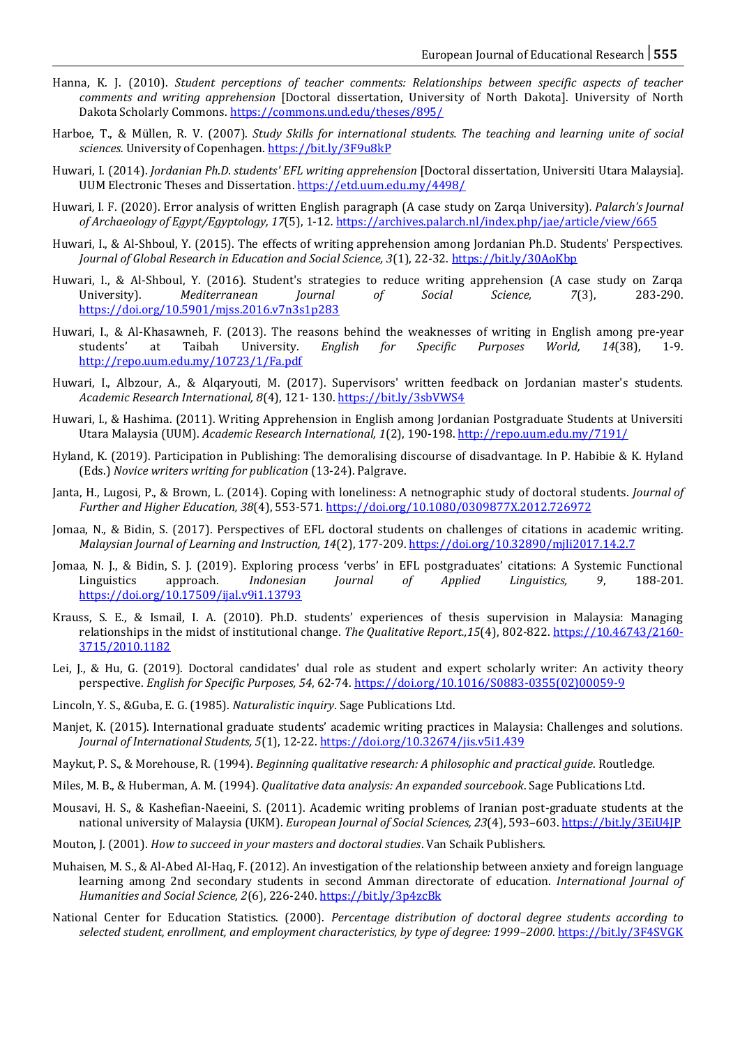Hanna, K. J. (2010). *Student perceptions of teacher comments: Relationships between specific aspects of teacher comments and writing apprehension* [Doctoral dissertation, University of North Dakota]. University of North Dakota Scholarly Commons. https://commons.und.edu/theses/895/

Harboe, T., & Müllen, R. V. (2007). *Study Skills for international students. The teaching and learning unite of social sciences.* University of Copenhagen. https://bit.ly/3F9u8kP

Huwari, I. (2014). *Jordanian Ph.D. students' EFL writing apprehension* [Doctoral dissertation, Universiti Utara Malaysia]. UUM Electronic Theses and Dissertation. https://etd.uum.edu.my/4498/

Huwari, I. F. (2020). Error analysis of written English paragraph (A case study on Zarqa University). *Palarch's Journal of Archaeology of Egypt/Egyptology, 17*(5), 1-12. https://archives.palarch.nl/index.php/jae/article/view/665

Huwari, I., & Al-Shboul, Y. (2015). The effects of writing apprehension among Jordanian Ph.D. Students' Perspectives. *Journal of Global Research in Education and Social Science, 3*(1), 22-32. https://bit.ly/30AoKbp

Huwari, I., & Al-Shboul, Y. (2016). Student's strategies to reduce writing apprehension (A case study on Zarqa University). *Mediterranean Journal of Social Science, 7*(3), 283-290. https://doi.org/10.5901/mjss.2016.v7n3s1p283

Huwari, I., & Al-Khasawneh, F. (2013). The reasons behind the weaknesses of writing in English among pre-year students' at Taibah University. *English for Specific Purposes World, 14*(38), 1-9. http://repo.uum.edu.my/10723/1/Fa.pdf

Huwari, I., Albzour, A., & Alqaryouti, M. (2017). Supervisors' written feedback on Jordanian master's students. *Academic Research International, 8*(4), 121- 130. https://bit.ly/3sbVWS4

Huwari, I., & Hashima. (2011). Writing Apprehension in English among Jordanian Postgraduate Students at Universiti Utara Malaysia (UUM). *Academic Research International, 1*(2), 190-198. http://repo.uum.edu.my/7191/

Hyland, K. (2019). Participation in Publishing: The demoralising discourse of disadvantage. In P. Habibie & K. Hyland (Eds.) *Novice writers writing for publication* (13-24). Palgrave.

Janta, H., Lugosi, P., & Brown, L. (2014). Coping with loneliness: A netnographic study of doctoral students. *Journal of Further and Higher Education, 38*(4), 553-571. https://doi.org/10.1080/0309877X.2012.726972

Jomaa, N., & Bidin, S. (2017). Perspectives of EFL doctoral students on challenges of citations in academic writing. *Malaysian Journal of Learning and Instruction, 14*(2), 177-209. https://doi.org/10.32890/mjli2017.14.2.7

Jomaa, N. J., & Bidin, S. J. (2019). Exploring process 'verbs' in EFL postgraduates' citations: A Systemic Functional Linguistics approach. *Indonesian Journal of Applied Linguistics, 9*, 188-201. https://doi.org/10.17509/ijal.v9i1.13793

Krauss, S. E., & Ismail, I. A. (2010). Ph.D. students' experiences of thesis supervision in Malaysia: Managing relationships in the midst of institutional change. *The Qualitative Report.,15*(4), 802-822. https://10.46743/2160-3715/2010.1182

Lei, J., & Hu, G. (2019). Doctoral candidates' dual role as student and expert scholarly writer: An activity theory perspective. *English for Specific Purposes, 54*, 62-74. https://doi.org/10.1016/S0883-0355(02)00059-9

Lincoln, Y. S., &Guba, E. G. (1985). *Naturalistic inquiry*. Sage Publications Ltd.

Manjet, K. (2015). International graduate students' academic writing practices in Malaysia: Challenges and solutions. *Journal of International Students, 5*(1), 12-22. https://doi.org/10.32674/jis.v5i1.439

Maykut, P. S., & Morehouse, R. (1994). *Beginning qualitative research: A philosophic and practical guide*. Routledge.

Miles, M. B., & Huberman, A. M. (1994). *Qualitative data analysis: An expanded sourcebook*. Sage Publications Ltd.

Mousavi, H. S., & Kashefian-Naeeini, S. (2011). Academic writing problems of Iranian post-graduate students at the national university of Malaysia (UKM). *European Journal of Social Sciences, 23*(4), 593–603. https://bit.ly/3EiU4JP

Mouton, J. (2001). *How to succeed in your masters and doctoral studies*. Van Schaik Publishers.

Muhaisen, M. S., & Al-Abed Al-Haq, F. (2012). An investigation of the relationship between anxiety and foreign language learning among 2nd secondary students in second Amman directorate of education. *International Journal of Humanities and Social Science, 2*(6), 226-240. https://bit.ly/3p4zcBk

National Center for Education Statistics. (2000). *Percentage distribution of doctoral degree students according to selected student, enrollment, and employment characteristics, by type of degree: 1999–2000*. https://bit.ly/3F4SVGK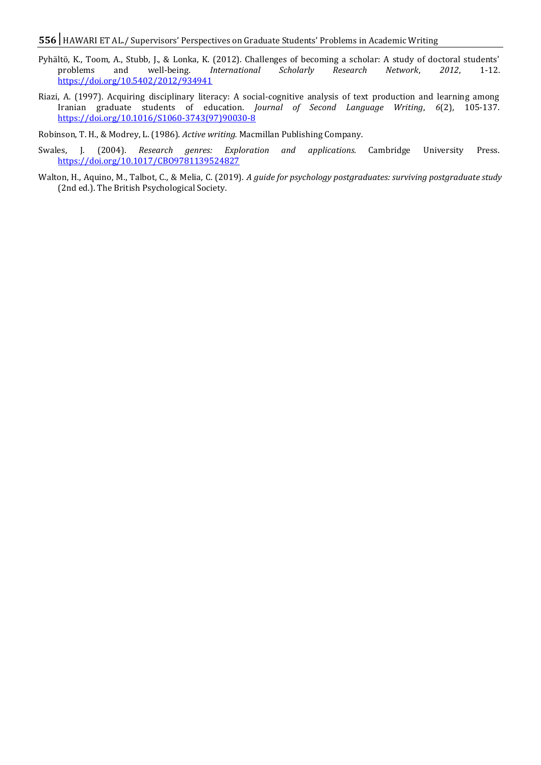Pyhältö, K., Toom, A., Stubb, J., & Lonka, K. (2012). Challenges of becoming a scholar: A study of doctoral students' problems and well-being. *International Scholarly Research Network*, *2012*, 1-12. https://doi.org/10.5402/2012/934941

Riazi, A. (1997). Acquiring disciplinary literacy: A social-cognitive analysis of text production and learning among Iranian graduate students of education. *Journal of Second Language Writing*, *6*(2), 105-137. https://doi.org/10.1016/S1060-3743(97)90030-8

Robinson, T. H., & Modrey, L. (1986). *Active writing.* Macmillan Publishing Company.

Swales, J. (2004). *Research genres: Exploration and applications.* Cambridge University Press. https://doi.org/10.1017/CBO9781139524827

Walton, H., Aquino, M., Talbot, C., & Melia, C. (2019). *A guide for psychology postgraduates: surviving postgraduate study* (2nd ed.). The British Psychological Society.